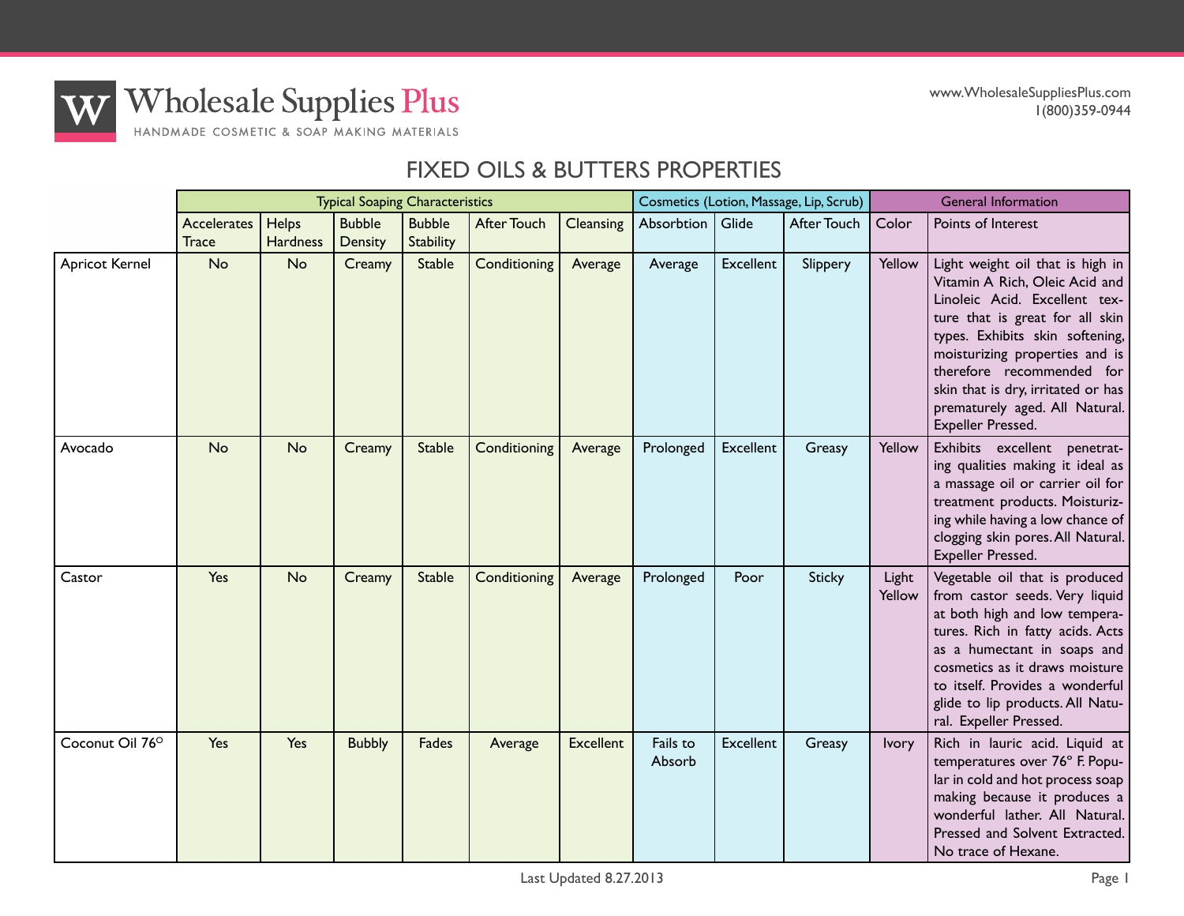Wholesale Supplies Plus

HANDMADE COSMETIC & SOAP MAKING MATERIALS

www.WholesaleSuppliesPlus.com
1(800)359-0944

# FIXED OILS & BUTTERS PROPERTIES

| | Typical Soaping Characteristics | | | | | | Cosmetics (Lotion, Massage, Lip, Scrub) | | | General Information | |
|---|---|---|---|---|---|---|---|---|---|---|---|
| | Accelerates Trace | Helps Hardness | Bubble Density | Bubble Stability | After Touch | Cleansing | Absorbtion | Glide | After Touch | Color | Points of Interest |
| Apricot Kernel | No | No | Creamy | Stable | Conditioning | Average | Average | Excellent | Slippery | Yellow | Light weight oil that is high in Vitamin A Rich, Oleic Acid and Linoleic Acid. Excellent texture that is great for all skin types. Exhibits skin softening, moisturizing properties and is therefore recommended for skin that is dry, irritated or has prematurely aged. All Natural. Expeller Pressed. |
| Avocado | No | No | Creamy | Stable | Conditioning | Average | Prolonged | Excellent | Greasy | Yellow | Exhibits excellent penetrating qualities making it ideal as a massage oil or carrier oil for treatment products. Moisturizing while having a low chance of clogging skin pores. All Natural. Expeller Pressed. |
| Castor | Yes | No | Creamy | Stable | Conditioning | Average | Prolonged | Poor | Sticky | Light Yellow | Vegetable oil that is produced from castor seeds. Very liquid at both high and low temperatures. Rich in fatty acids. Acts as a humectant in soaps and cosmetics as it draws moisture to itself. Provides a wonderful glide to lip products. All Natural. Expeller Pressed. |
| Coconut Oil 76° | Yes | Yes | Bubbly | Fades | Average | Excellent | Fails to Absorb | Excellent | Greasy | Ivory | Rich in lauric acid. Liquid at temperatures over 76° F. Popular in cold and hot process soap making because it produces a wonderful lather. All Natural. Pressed and Solvent Extracted. No trace of Hexane. |

Last Updated 8.27.2013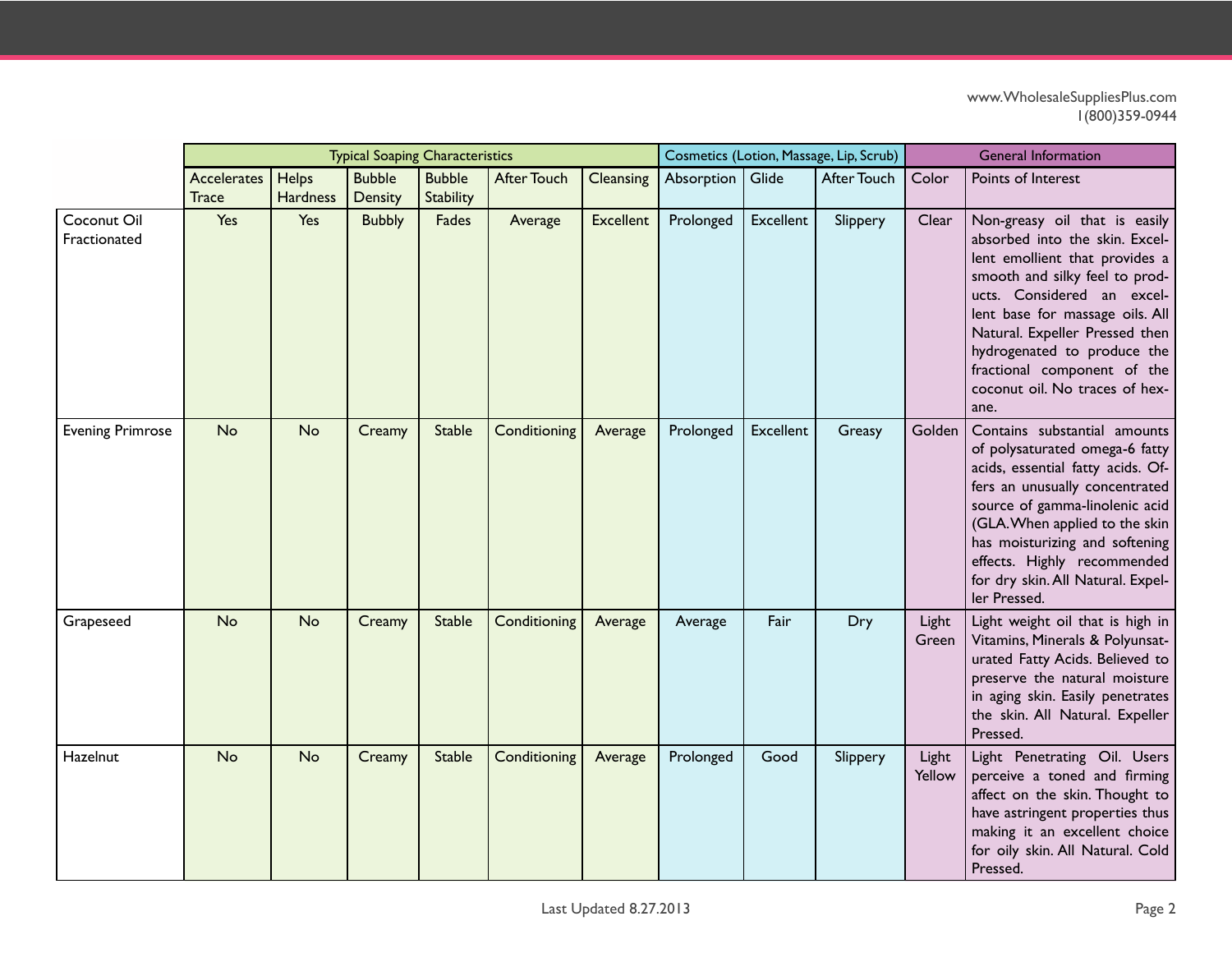www.WholesaleSuppliesPlus.com
1(800)359-0944

| | Typical Soaping Characteristics | | | | | | Cosmetics (Lotion, Massage, Lip, Scrub) | | | General Information | |
|---|---|---|---|---|---|---|---|---|---|---|---|
| | Accelerates Trace | Helps Hardness | Bubble Density | Bubble Stability | After Touch | Cleansing | Absorption | Glide | After Touch | Color | Points of Interest |
| Coconut Oil Fractionated | Yes | Yes | Bubbly | Fades | Average | Excellent | Prolonged | Excellent | Slippery | Clear | Non-greasy oil that is easily absorbed into the skin. Excellent emollient that provides a smooth and silky feel to products. Considered an excellent base for massage oils. All Natural. Expeller Pressed then hydrogenated to produce the fractional component of the coconut oil. No traces of hexane. |
| Evening Primrose | No | No | Creamy | Stable | Conditioning | Average | Prolonged | Excellent | Greasy | Golden | Contains substantial amounts of polysaturated omega-6 fatty acids, essential fatty acids. Offers an unusually concentrated source of gamma-linolenic acid (GLA.When applied to the skin has moisturizing and softening effects. Highly recommended for dry skin. All Natural. Expeller Pressed. |
| Grapeseed | No | No | Creamy | Stable | Conditioning | Average | Average | Fair | Dry | Light Green | Light weight oil that is high in Vitamins, Minerals & Polyunsaturated Fatty Acids. Believed to preserve the natural moisture in aging skin. Easily penetrates the skin. All Natural. Expeller Pressed. |
| Hazelnut | No | No | Creamy | Stable | Conditioning | Average | Prolonged | Good | Slippery | Light Yellow | Light Penetrating Oil. Users perceive a toned and firming affect on the skin. Thought to have astringent properties thus making it an excellent choice for oily skin. All Natural. Cold Pressed. |

Last Updated 8.27.2013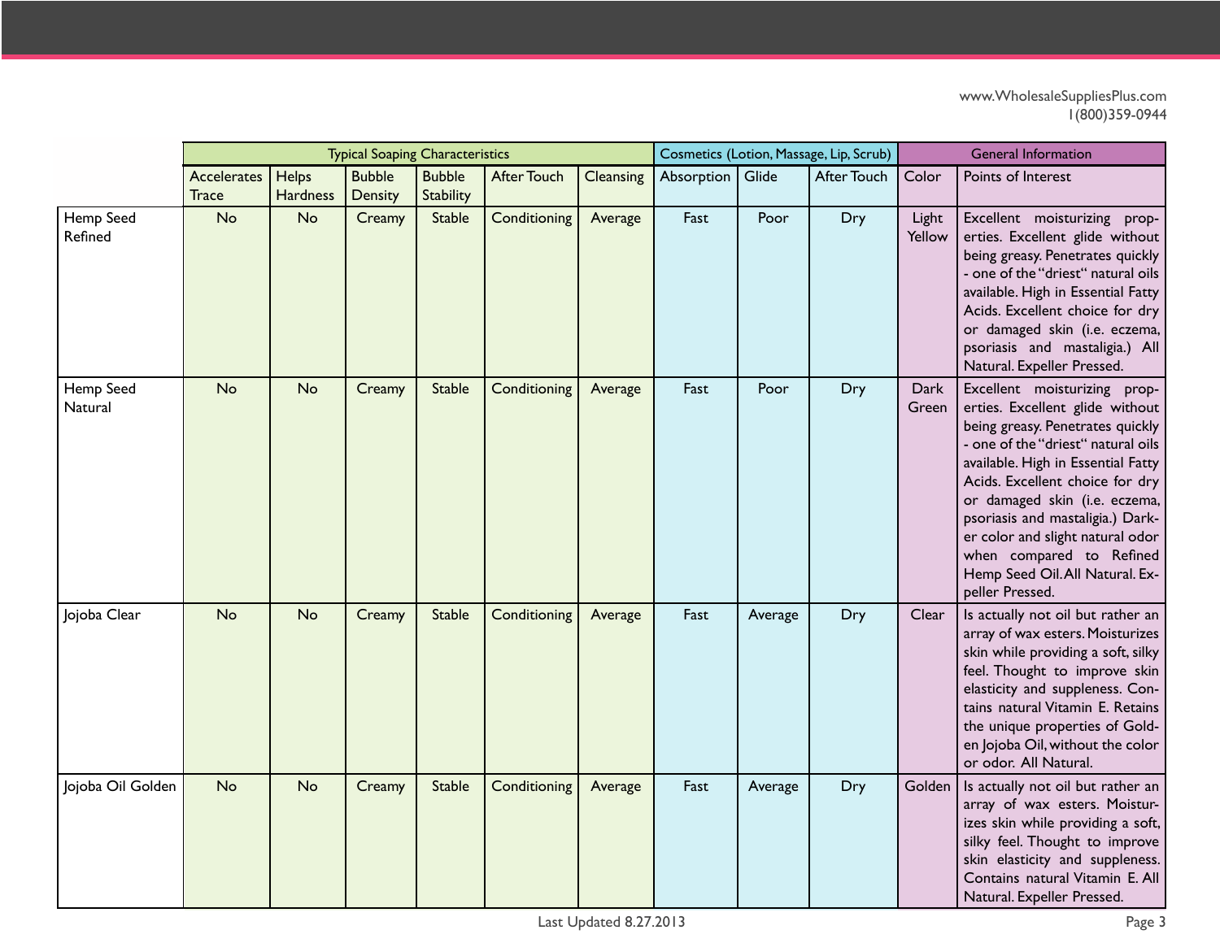www.WholesaleSuppliesPlus.com
1(800)359-0944

| | Typical Soaping Characteristics | | | | | | Cosmetics (Lotion, Massage, Lip, Scrub) | | | General Information | |
|---|---|---|---|---|---|---|---|---|---|---|---|
| | Accelerates Trace | Helps Hardness | Bubble Density | Bubble Stability | After Touch | Cleansing | Absorption | Glide | After Touch | Color | Points of Interest |
| Hemp Seed Refined | No | No | Creamy | Stable | Conditioning | Average | Fast | Poor | Dry | Light Yellow | Excellent moisturizing properties. Excellent glide without being greasy. Penetrates quickly - one of the "driest" natural oils available. High in Essential Fatty Acids. Excellent choice for dry or damaged skin (i.e. eczema, psoriasis and mastaligia.) All Natural. Expeller Pressed. |
| Hemp Seed Natural | No | No | Creamy | Stable | Conditioning | Average | Fast | Poor | Dry | Dark Green | Excellent moisturizing properties. Excellent glide without being greasy. Penetrates quickly - one of the "driest" natural oils available. High in Essential Fatty Acids. Excellent choice for dry or damaged skin (i.e. eczema, psoriasis and mastaligia.) Darker color and slight natural odor when compared to Refined Hemp Seed Oil. All Natural. Expeller Pressed. |
| Jojoba Clear | No | No | Creamy | Stable | Conditioning | Average | Fast | Average | Dry | Clear | Is actually not oil but rather an array of wax esters. Moisturizes skin while providing a soft, silky feel. Thought to improve skin elasticity and suppleness. Contains natural Vitamin E. Retains the unique properties of Golden Jojoba Oil, without the color or odor. All Natural. |
| Jojoba Oil Golden | No | No | Creamy | Stable | Conditioning | Average | Fast | Average | Dry | Golden | Is actually not oil but rather an array of wax esters. Moisturizes skin while providing a soft, silky feel. Thought to improve skin elasticity and suppleness. Contains natural Vitamin E. All Natural. Expeller Pressed. |

Last Updated 8.27.2013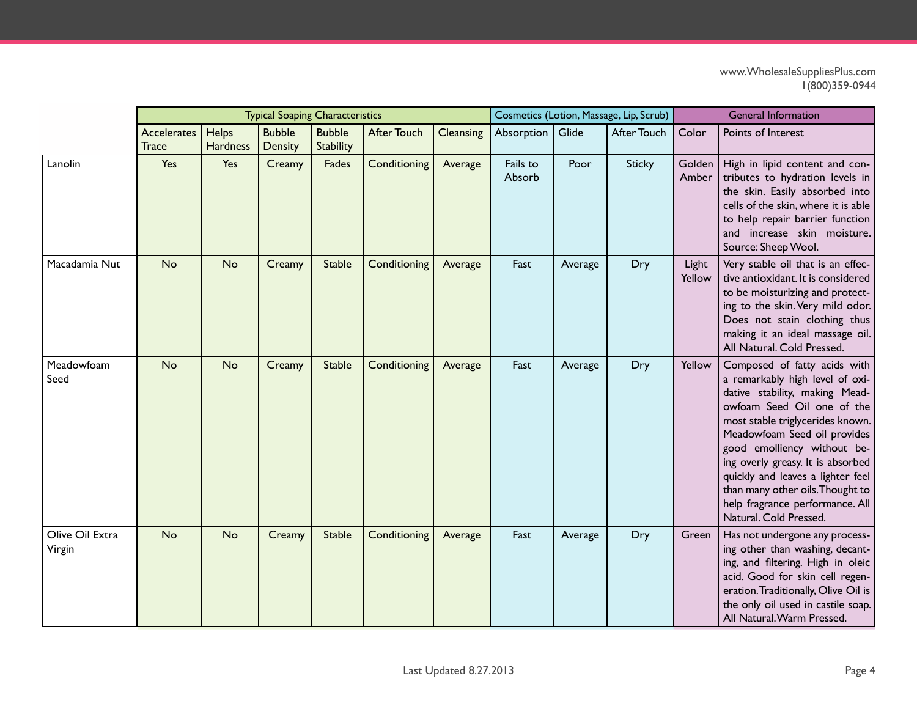www.WholesaleSuppliesPlus.com
1(800)359-0944

| | Typical Soaping Characteristics | | | | | | Cosmetics (Lotion, Massage, Lip, Scrub) | | | General Information | |
|---|---|---|---|---|---|---|---|---|---|---|---|
| | Accelerates Trace | Helps Hardness | Bubble Density | Bubble Stability | After Touch | Cleansing | Absorption | Glide | After Touch | Color | Points of Interest |
| Lanolin | Yes | Yes | Creamy | Fades | Conditioning | Average | Fails to Absorb | Poor | Sticky | Golden Amber | High in lipid content and contributes to hydration levels in the skin. Easily absorbed into cells of the skin, where it is able to help repair barrier function and increase skin moisture. Source: Sheep Wool. |
| Macadamia Nut | No | No | Creamy | Stable | Conditioning | Average | Fast | Average | Dry | Light Yellow | Very stable oil that is an effective antioxidant. It is considered to be moisturizing and protecting to the skin. Very mild odor. Does not stain clothing thus making it an ideal massage oil. All Natural. Cold Pressed. |
| Meadowfoam Seed | No | No | Creamy | Stable | Conditioning | Average | Fast | Average | Dry | Yellow | Composed of fatty acids with a remarkably high level of oxidative stability, making Meadowfoam Seed Oil one of the most stable triglycerides known. Meadowfoam Seed oil provides good emolliency without being overly greasy. It is absorbed quickly and leaves a lighter feel than many other oils. Thought to help fragrance performance. All Natural. Cold Pressed. |
| Olive Oil Extra Virgin | No | No | Creamy | Stable | Conditioning | Average | Fast | Average | Dry | Green | Has not undergone any processing other than washing, decanting, and filtering. High in oleic acid. Good for skin cell regeneration. Traditionally, Olive Oil is the only oil used in castile soap. All Natural. Warm Pressed. |

Last Updated 8.27.2013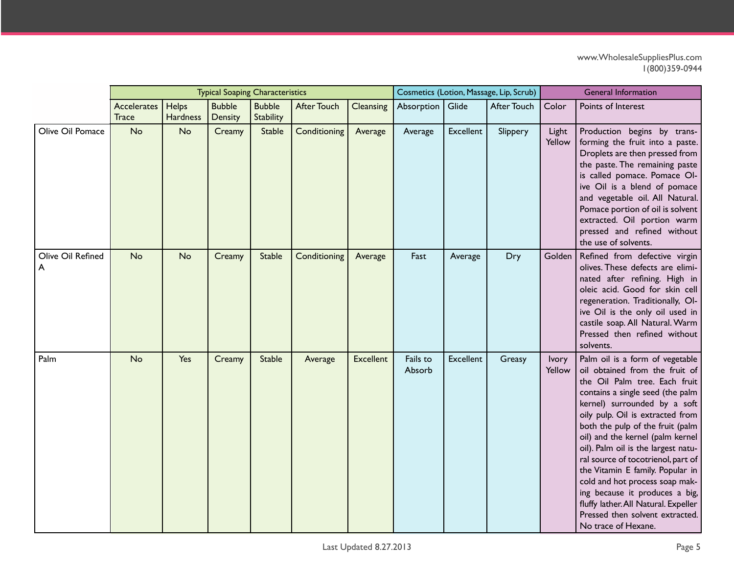| | Typical Soaping Characteristics | | | | | | Cosmetics (Lotion, Massage, Lip, Scrub) | | | General Information | |
|---|---|---|---|---|---|---|---|---|---|---|---|
| | Accelerates Trace | Helps Hardness | Bubble Density | Bubble Stability | After Touch | Cleansing | Absorption | Glide | After Touch | Color | Points of Interest |
| Olive Oil Pomace | No | No | Creamy | Stable | Conditioning | Average | Average | Excellent | Slippery | Light Yellow | Production begins by transforming the fruit into a paste. Droplets are then pressed from the paste. The remaining paste is called pomace. Pomace Olive Oil is a blend of pomace and vegetable oil. All Natural. Pomace portion of oil is solvent extracted. Oil portion warm pressed and refined without the use of solvents. |
| Olive Oil Refined A | No | No | Creamy | Stable | Conditioning | Average | Fast | Average | Dry | Golden | Refined from defective virgin olives. These defects are eliminated after refining. High in oleic acid. Good for skin cell regeneration. Traditionally, Olive Oil is the only oil used in castile soap. All Natural. Warm Pressed then refined without solvents. |
| Palm | No | Yes | Creamy | Stable | Average | Excellent | Fails to Absorb | Excellent | Greasy | Ivory Yellow | Palm oil is a form of vegetable oil obtained from the fruit of the Oil Palm tree. Each fruit contains a single seed (the palm kernel) surrounded by a soft oily pulp. Oil is extracted from both the pulp of the fruit (palm oil) and the kernel (palm kernel oil). Palm oil is the largest natural source of tocotrienol, part of the Vitamin E family. Popular in cold and hot process soap making because it produces a big, fluffy lather. All Natural. Expeller Pressed then solvent extracted. No trace of Hexane. |

Last Updated 8.27.2013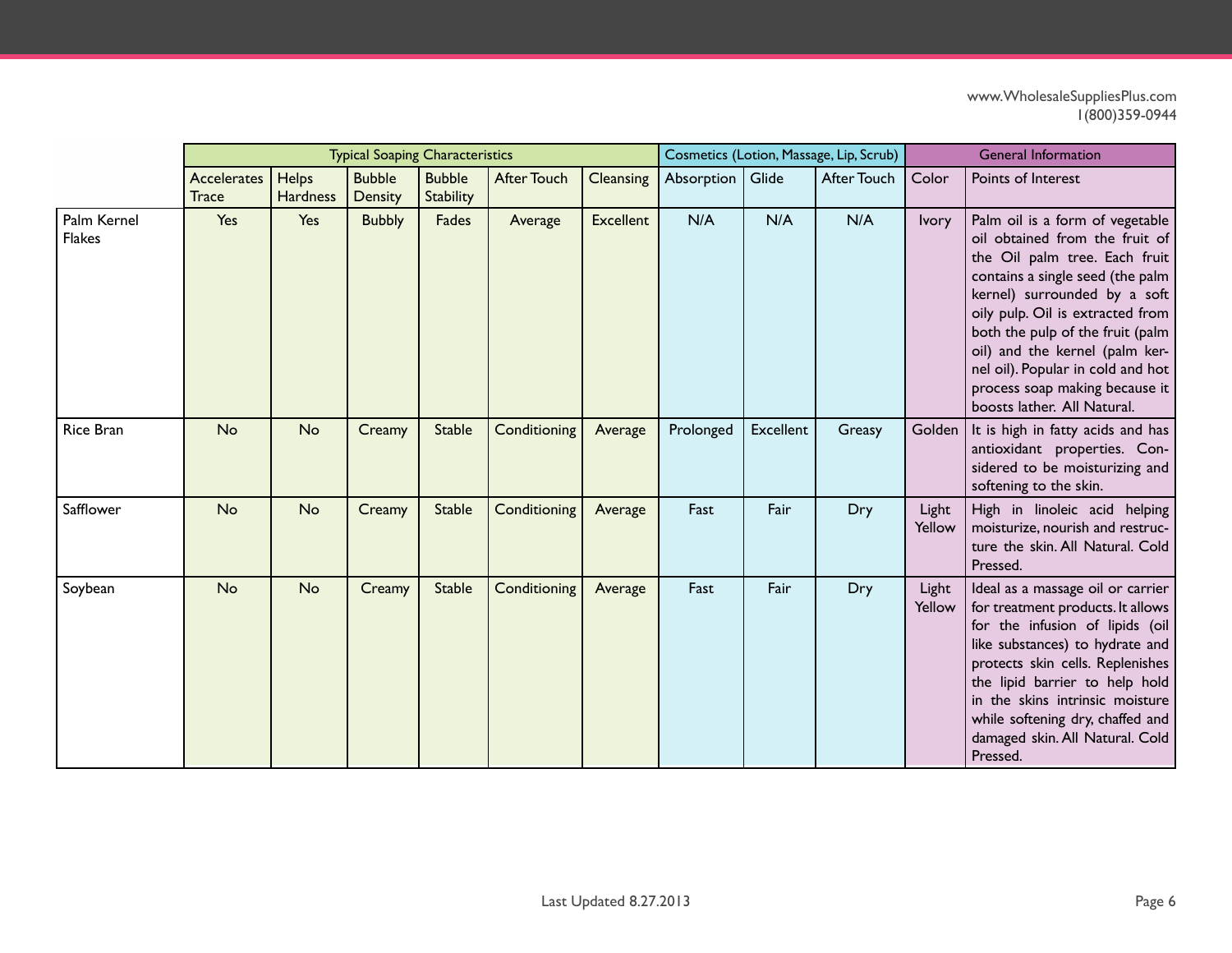| | Typical Soaping Characteristics | | | | | | Cosmetics (Lotion, Massage, Lip, Scrub) | | | General Information | |
|---|---|---|---|---|---|---|---|---|---|---|---|
| | Accelerates Trace | Helps Hardness | Bubble Density | Bubble Stability | After Touch | Cleansing | Absorption | Glide | After Touch | Color | Points of Interest |
| Palm Kernel Flakes | Yes | Yes | Bubbly | Fades | Average | Excellent | N/A | N/A | N/A | Ivory | Palm oil is a form of vegetable oil obtained from the fruit of the Oil palm tree. Each fruit contains a single seed (the palm kernel) surrounded by a soft oily pulp. Oil is extracted from both the pulp of the fruit (palm oil) and the kernel (palm kernel oil). Popular in cold and hot process soap making because it boosts lather. All Natural. |
| Rice Bran | No | No | Creamy | Stable | Conditioning | Average | Prolonged | Excellent | Greasy | Golden | It is high in fatty acids and has antioxidant properties. Considered to be moisturizing and softening to the skin. |
| Safflower | No | No | Creamy | Stable | Conditioning | Average | Fast | Fair | Dry | Light Yellow | High in linoleic acid helping moisturize, nourish and restructure the skin. All Natural. Cold Pressed. |
| Soybean | No | No | Creamy | Stable | Conditioning | Average | Fast | Fair | Dry | Light Yellow | Ideal as a massage oil or carrier for treatment products. It allows for the infusion of lipids (oil like substances) to hydrate and protects skin cells. Replenishes the lipid barrier to help hold in the skins intrinsic moisture while softening dry, chaffed and damaged skin. All Natural. Cold Pressed. |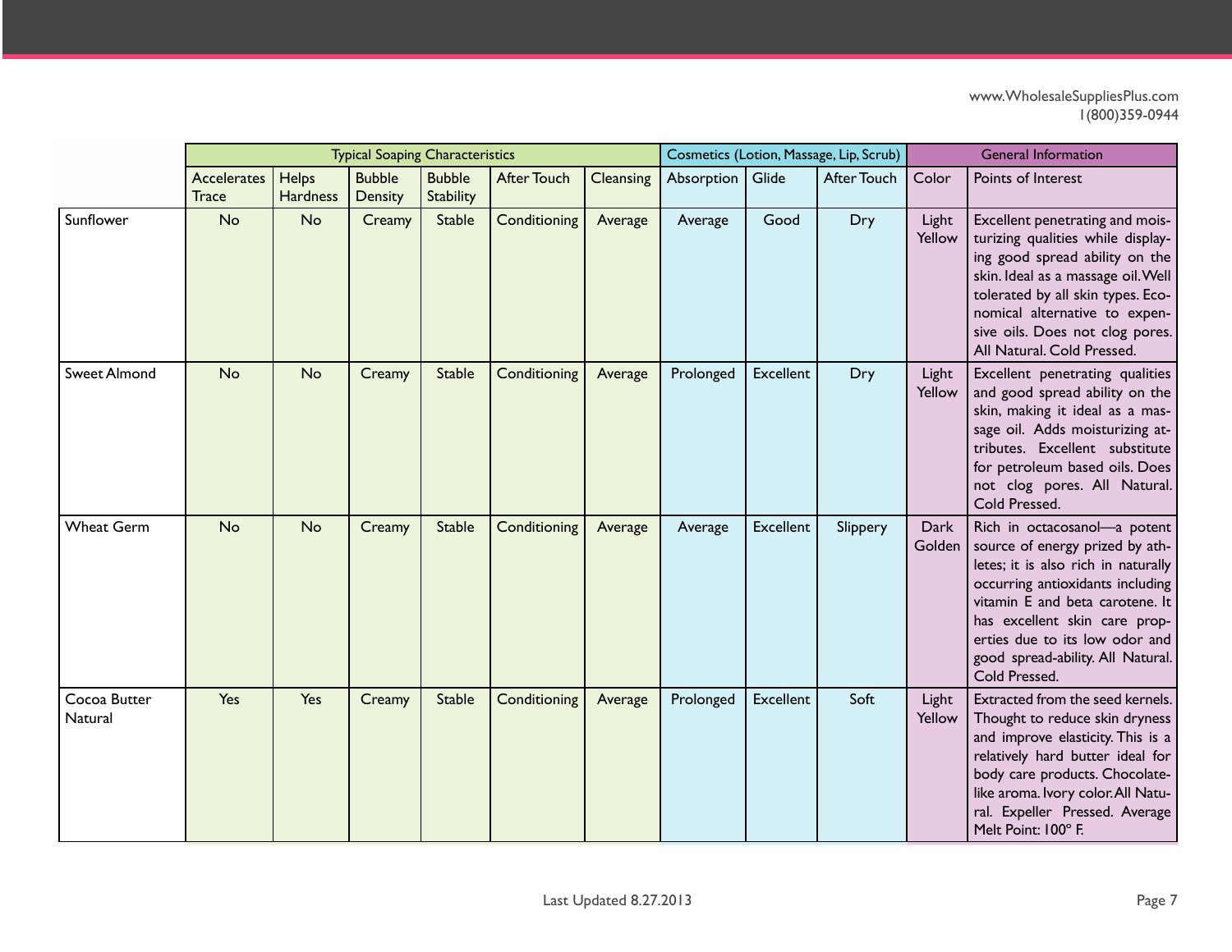www.WholesaleSuppliesPlus.com
1(800)359-0944

| | Typical Soaping Characteristics | | | | | | Cosmetics (Lotion, Massage, Lip, Scrub) | | | General Information | |
|---|---|---|---|---|---|---|---|---|---|---|---|
| | Accelerates Trace | Helps Hardness | Bubble Density | Bubble Stability | After Touch | Cleansing | Absorption | Glide | After Touch | Color | Points of Interest |
| Sunflower | No | No | Creamy | Stable | Conditioning | Average | Average | Good | Dry | Light Yellow | Excellent penetrating and moisturizing qualities while displaying good spread ability on the skin. Ideal as a massage oil. Well tolerated by all skin types. Economical alternative to expensive oils. Does not clog pores. All Natural. Cold Pressed. |
| Sweet Almond | No | No | Creamy | Stable | Conditioning | Average | Prolonged | Excellent | Dry | Light Yellow | Excellent penetrating qualities and good spread ability on the skin, making it ideal as a massage oil. Adds moisturizing attributes. Excellent substitute for petroleum based oils. Does not clog pores. All Natural. Cold Pressed. |
| Wheat Germ | No | No | Creamy | Stable | Conditioning | Average | Average | Excellent | Slippery | Dark Golden | Rich in octacosanol—a potent source of energy prized by athletes; it is also rich in naturally occurring antioxidants including vitamin E and beta carotene. It has excellent skin care properties due to its low odor and good spread-ability. All Natural. Cold Pressed. |
| Cocoa Butter Natural | Yes | Yes | Creamy | Stable | Conditioning | Average | Prolonged | Excellent | Soft | Light Yellow | Extracted from the seed kernels. Thought to reduce skin dryness and improve elasticity. This is a relatively hard butter ideal for body care products. Chocolate-like aroma. Ivory color. All Natural. Expeller Pressed. Average Melt Point: 100° F. |

Last Updated 8.27.2013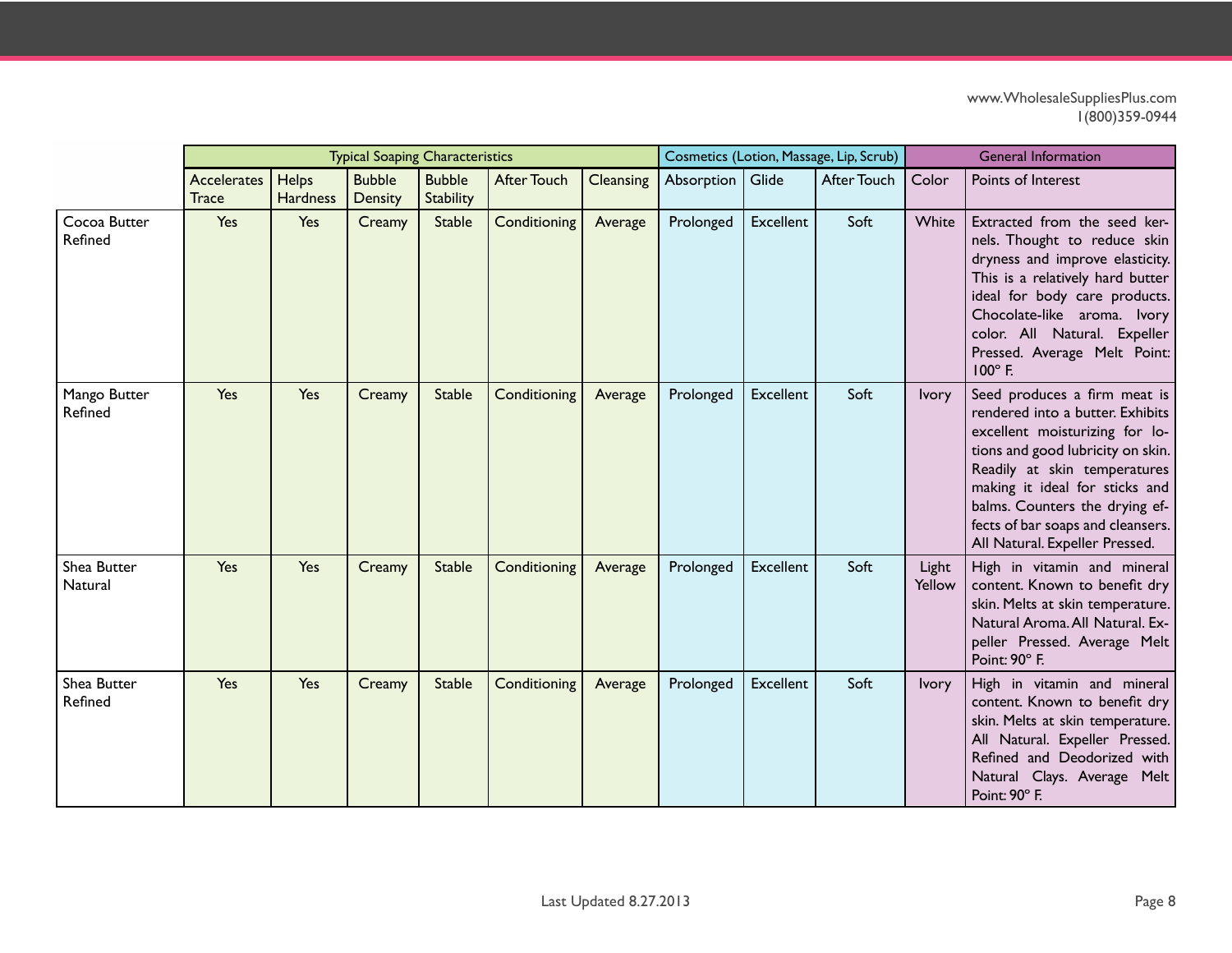www.WholesaleSuppliesPlus.com
1(800)359-0944

| | Typical Soaping Characteristics | | | | | | Cosmetics (Lotion, Massage, Lip, Scrub) | | | General Information | |
|---|---|---|---|---|---|---|---|---|---|---|---|
| | Accelerates Trace | Helps Hardness | Bubble Density | Bubble Stability | After Touch | Cleansing | Absorption | Glide | After Touch | Color | Points of Interest |
| Cocoa Butter Refined | Yes | Yes | Creamy | Stable | Conditioning | Average | Prolonged | Excellent | Soft | White | Extracted from the seed kernels. Thought to reduce skin dryness and improve elasticity. This is a relatively hard butter ideal for body care products. Chocolate-like aroma. Ivory color. All Natural. Expeller Pressed. Average Melt Point: 100° F. |
| Mango Butter Refined | Yes | Yes | Creamy | Stable | Conditioning | Average | Prolonged | Excellent | Soft | Ivory | Seed produces a firm meat is rendered into a butter. Exhibits excellent moisturizing for lotions and good lubricity on skin. Readily at skin temperatures making it ideal for sticks and balms. Counters the drying effects of bar soaps and cleansers. All Natural. Expeller Pressed. |
| Shea Butter Natural | Yes | Yes | Creamy | Stable | Conditioning | Average | Prolonged | Excellent | Soft | Light Yellow | High in vitamin and mineral content. Known to benefit dry skin. Melts at skin temperature. Natural Aroma. All Natural. Expeller Pressed. Average Melt Point: 90° F. |
| Shea Butter Refined | Yes | Yes | Creamy | Stable | Conditioning | Average | Prolonged | Excellent | Soft | Ivory | High in vitamin and mineral content. Known to benefit dry skin. Melts at skin temperature. All Natural. Expeller Pressed. Refined and Deodorized with Natural Clays. Average Melt Point: 90° F. |

Last Updated 8.27.2013